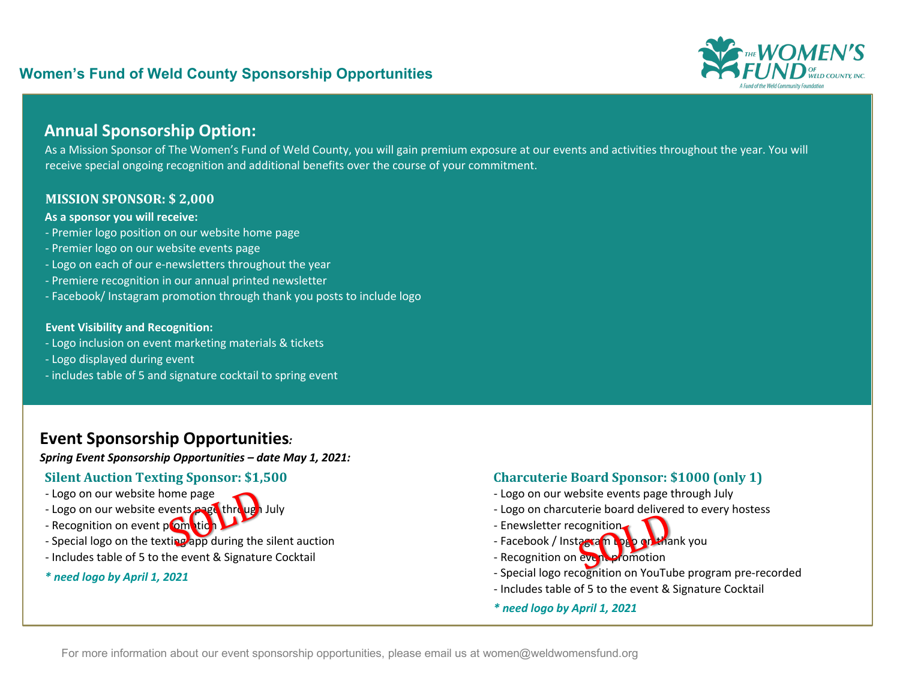## Women's Fund of Weld County Sponsorship Opportunities

THE WOMEN'S FUND OF WELD COUNTY, INC.
A Fund of the Weld Community Foundation

### Annual Sponsorship Option:

As a Mission Sponsor of The Women's Fund of Weld County, you will gain premium exposure at our events and activities throughout the year. You will receive special ongoing recognition and additional benefits over the course of your commitment.

**MISSION SPONSOR: $ 2,000**

**As a sponsor you will receive:**

- Premier logo position on our website home page
- Premier logo on our website events page
- Logo on each of our e-newsletters throughout the year
- Premiere recognition in our annual printed newsletter
- Facebook/ Instagram promotion through thank you posts to include logo

**Event Visibility and Recognition:**

- Logo inclusion on event marketing materials & tickets
- Logo displayed during event
- includes table of 5 and signature cocktail to spring event

### Event Sponsorship Opportunities*:*

***Spring Event Sponsorship Opportunities – date May 1, 2021:***

**Silent Auction Texting Sponsor: $1,500** SOLD

- Logo on our website home page
- Logo on our website events page through July
- Recognition on event promotion
- Special logo on the texting app during the silent auction
- Includes table of 5 to the event & Signature Cocktail

****need logo by April 1, 2021***

**Charcuterie Board Sponsor: $1000 (only 1)** SOLD

- Logo on our website events page through July
- Logo on charcuterie board delivered to every hostess
- Enewsletter recognition
- Facebook / Instagram logo on thank you
- Recognition on event promotion
- Special logo recognition on YouTube program pre-recorded
- Includes table of 5 to the event & Signature Cocktail

****need logo by April 1, 2021***

For more information about our event sponsorship opportunities, please email us at women@weldwomensfund.org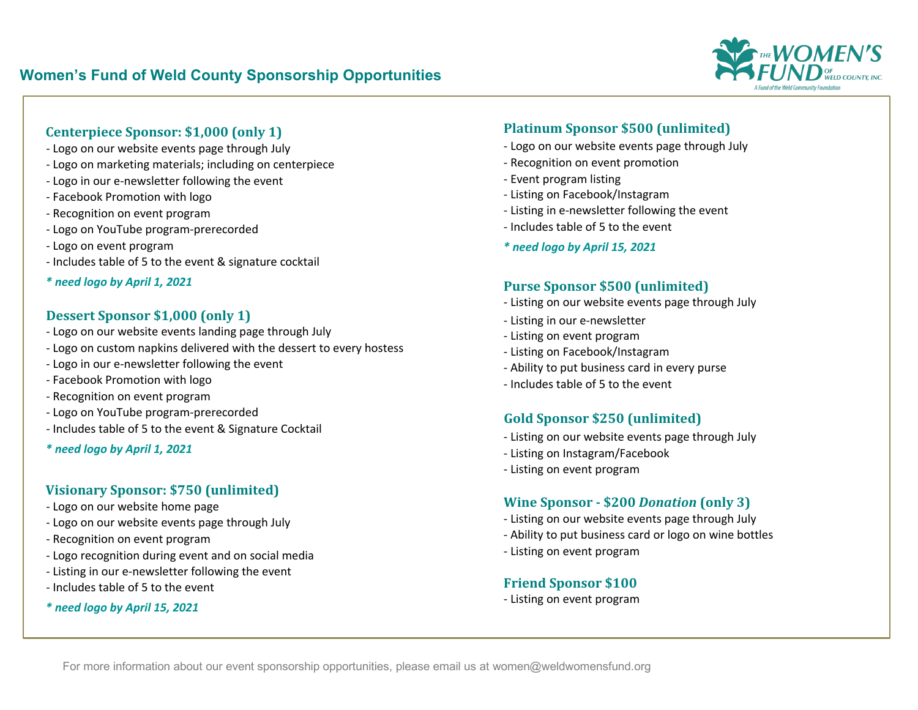# Women's Fund of Weld County Sponsorship Opportunities

THE WOMEN'S FUND OF WELD COUNTY, INC.
A Fund of the Weld Community Foundation

### Centerpiece Sponsor: $1,000 (only 1)

- Logo on our website events page through July
- Logo on marketing materials; including on centerpiece
- Logo in our e-newsletter following the event
- Facebook Promotion with logo
- Recognition on event program
- Logo on YouTube program-prerecorded
- Logo on event program
- Includes table of 5 to the event & signature cocktail

*\* need logo by April 1, 2021*

### Dessert Sponsor $1,000 (only 1)

- Logo on our website events landing page through July
- Logo on custom napkins delivered with the dessert to every hostess
- Logo in our e-newsletter following the event
- Facebook Promotion with logo
- Recognition on event program
- Logo on YouTube program-prerecorded
- Includes table of 5 to the event & Signature Cocktail

*\* need logo by April 1, 2021*

### Visionary Sponsor: $750 (unlimited)

- Logo on our website home page
- Logo on our website events page through July
- Recognition on event program
- Logo recognition during event and on social media
- Listing in our e-newsletter following the event
- Includes table of 5 to the event

*\* need logo by April 15, 2021*

### Platinum Sponsor $500 (unlimited)

- Logo on our website events page through July
- Recognition on event promotion
- Event program listing
- Listing on Facebook/Instagram
- Listing in e-newsletter following the event
- Includes table of 5 to the event

*\* need logo by April 15, 2021*

### Purse Sponsor $500 (unlimited)

- Listing on our website events page through July
- Listing in our e-newsletter
- Listing on event program
- Listing on Facebook/Instagram
- Ability to put business card in every purse
- Includes table of 5 to the event

### Gold Sponsor $250 (unlimited)

- Listing on our website events page through July
- Listing on Instagram/Facebook
- Listing on event program

### Wine Sponsor - $200 *Donation* (only 3)

- Listing on our website events page through July
- Ability to put business card or logo on wine bottles
- Listing on event program

### Friend Sponsor $100

- Listing on event program

For more information about our event sponsorship opportunities, please email us at women@weldwomensfund.org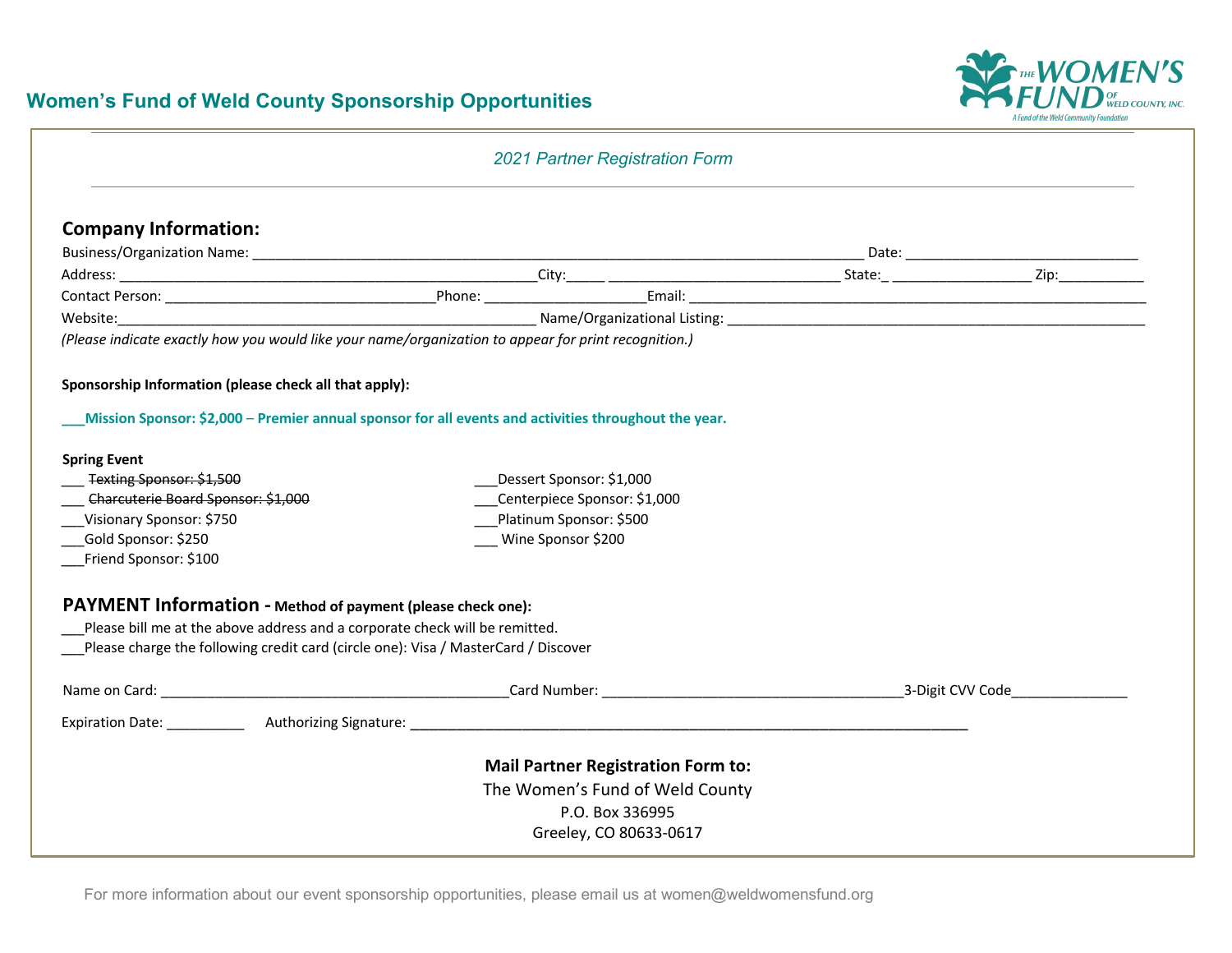## Women's Fund of Weld County Sponsorship Opportunities

*2021 Partner Registration Form*

### Company Information:

Business/Organization Name: ____________________________________________________________________________ Date: _____________________________

Address: ______________________________________________________City:_____ ______________________________ State:_ __________________ Zip:___________

Contact Person: ____________________________________Phone: _____________________Email: ____________________________________________________________

Website:_____________________________________________________ Name/Organizational Listing: _______________________________________________________

*(Please indicate exactly how you would like your name/organization to appear for print recognition.)*

**Sponsorship Information (please check all that apply):**

**___Mission Sponsor: $2,000 – Premier annual sponsor for all events and activities throughout the year.**

**Spring Event**

___ ~~Texting Sponsor: $1,500~~

___ ~~Charcuterie Board Sponsor: $1,000~~

___Visionary Sponsor: $750

___Gold Sponsor: $250

___Friend Sponsor: $100

___Dessert Sponsor: $1,000

___Centerpiece Sponsor: $1,000

___Platinum Sponsor: $500

___ Wine Sponsor $200

### PAYMENT Information - **Method of payment (please check one):**

___Please bill me at the above address and a corporate check will be remitted.

___Please charge the following credit card (circle one): Visa / MasterCard / Discover

Name on Card: ____________________________________________Card Number: ______________________________________3-Digit CVV Code_______________

Expiration Date: __________ Authorizing Signature: _______________________________________________________________________

**Mail Partner Registration Form to:**

The Women's Fund of Weld County

P.O. Box 336995

Greeley, CO 80633-0617

For more information about our event sponsorship opportunities, please email us at women@weldwomensfund.org